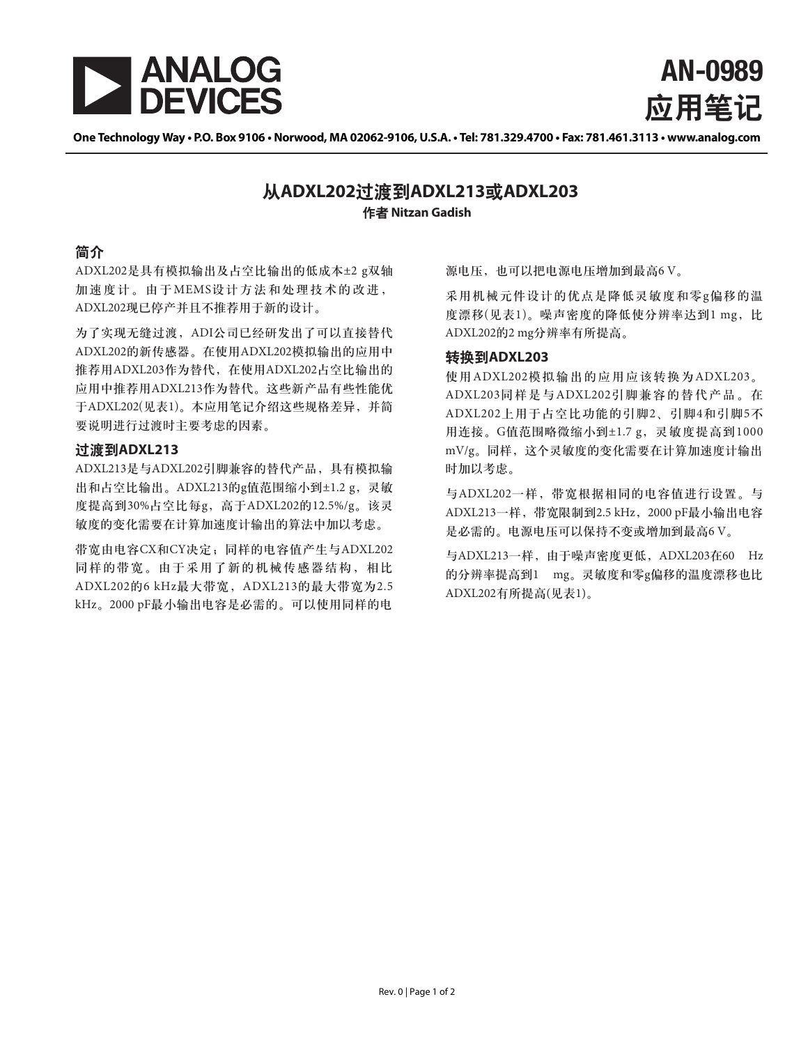ANALOG DEVICES

# AN-0989 应用笔记

One Technology Way • P.O. Box 9106 • Norwood, MA 02062-9106, U.S.A. • Tel: 781.329.4700 • Fax: 781.461.3113 • www.analog.com

## 从ADXL202过渡到ADXL213或ADXL203

**作者 Nitzan Gadish**

### 简介

ADXL202是具有模拟输出及占空比输出的低成本±2 g双轴加速度计。由于MEMS设计方法和处理技术的改进，ADXL202现已停产并且不推荐用于新的设计。

为了实现无缝过渡，ADI公司已经研发出了可以直接替代ADXL202的新传感器。在使用ADXL202模拟输出的应用中推荐用ADXL203作为替代，在使用ADXL202占空比输出的应用中推荐用ADXL213作为替代。这些新产品有些性能优于ADXL202(见表1)。本应用笔记介绍这些规格差异，并简要说明进行过渡时主要考虑的因素。

### 过渡到ADXL213

ADXL213是与ADXL202引脚兼容的替代产品，具有模拟输出和占空比输出。ADXL213的g值范围缩小到±1.2 g，灵敏度提高到30%占空比每g，高于ADXL202的12.5%/g。该灵敏度的变化需要在计算加速度计输出的算法中加以考虑。

带宽由电容CX和CY决定；同样的电容值产生与ADXL202同样的带宽。由于采用了新的机械传感器结构，相比ADXL202的6 kHz最大带宽，ADXL213的最大带宽为2.5 kHz。2000 pF最小输出电容是必需的。可以使用同样的电源电压，也可以把电源电压增加到最高6 V。

采用机械元件设计的优点是降低灵敏度和零g偏移的温度漂移(见表1)。噪声密度的降低使分辨率达到1 mg，比ADXL202的2 mg分辨率有所提高。

### 转换到ADXL203

使用ADXL202模拟输出的应用应该转换为ADXL203。ADXL203同样是与ADXL202引脚兼容的替代产品。在ADXL202上用于占空比功能的引脚2、引脚4和引脚5不用连接。G值范围略微缩小到±1.7 g，灵敏度提高到1000 mV/g。同样，这个灵敏度的变化需要在计算加速度计输出时加以考虑。

与ADXL202一样，带宽根据相同的电容值进行设置。与ADXL213一样，带宽限制到2.5 kHz，2000 pF最小输出电容是必需的。电源电压可以保持不变或增加到最高6 V。

与ADXL213一样，由于噪声密度更低，ADXL203在60 Hz的分辨率提高到1 mg。灵敏度和零g偏移的温度漂移也比ADXL202有所提高(见表1)。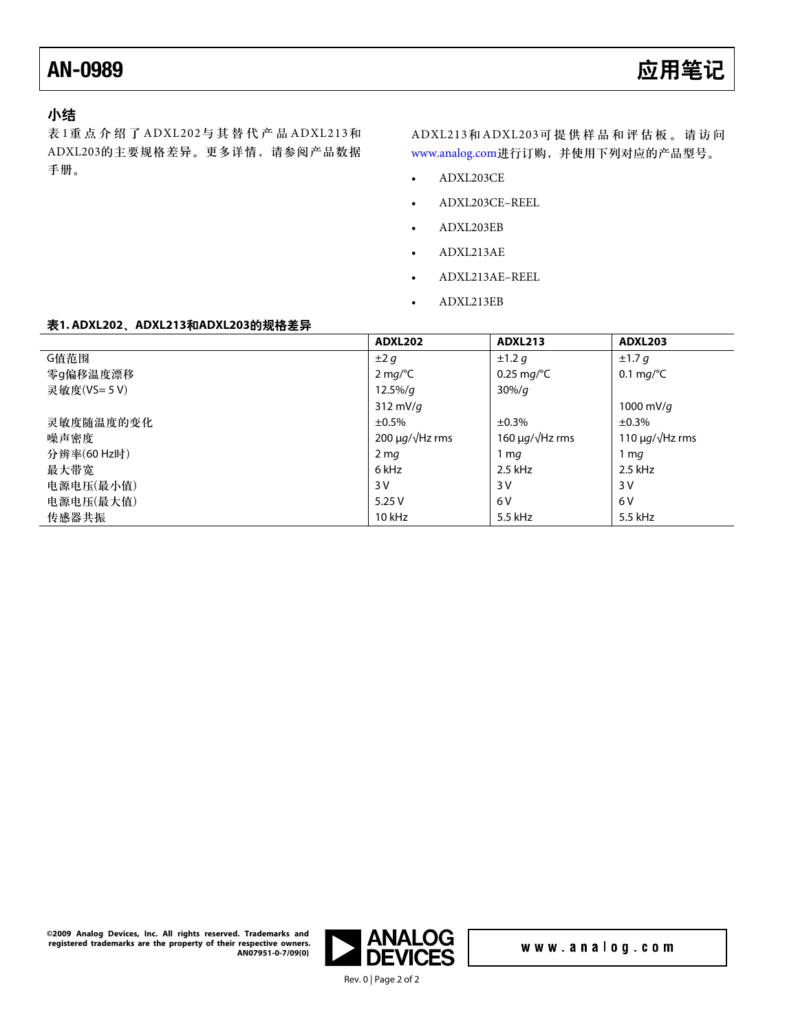## 小结

表1重点介绍了ADXL202与其替代产品ADXL213和ADXL203的主要规格差异。更多详情，请参阅产品数据手册。

ADXL213和ADXL203可提供样品和评估板。请访问www.analog.com进行订购，并使用下列对应的产品型号。

- ADXL203CE
- ADXL203CE–REEL
- ADXL203EB
- ADXL213AE
- ADXL213AE–REEL
- ADXL213EB

**表1. ADXL202、ADXL213和ADXL203的规格差异**

| | ADXL202 | ADXL213 | ADXL203 |
|---|---|---|---|
| G值范围 | ±2 *g* | ±1.2 *g* | ±1.7 *g* |
| 零g偏移温度漂移 | 2 m*g*/°C | 0.25 m*g*/°C | 0.1 m*g*/°C |
| 灵敏度(VS= 5 V) | 12.5%/*g* | 30%/*g* | |
| | 312 mV/*g* | | 1000 mV/*g* |
| 灵敏度随温度的变化 | ±0.5% | ±0.3% | ±0.3% |
| 噪声密度 | 200 μ*g*/√Hz rms | 160 μ*g*/√Hz rms | 110 μ*g*/√Hz rms |
| 分辨率(60 Hz时) | 2 m*g* | 1 m*g* | 1 m*g* |
| 最大带宽 | 6 kHz | 2.5 kHz | 2.5 kHz |
| 电源电压(最小值) | 3 V | 3 V | 3 V |
| 电源电压(最大值) | 5.25 V | 6 V | 6 V |
| 传感器共振 | 10 kHz | 5.5 kHz | 5.5 kHz |

©2009 Analog Devices, Inc. All rights reserved. Trademarks and registered trademarks are the property of their respective owners.
AN07951-0-7/09(0)